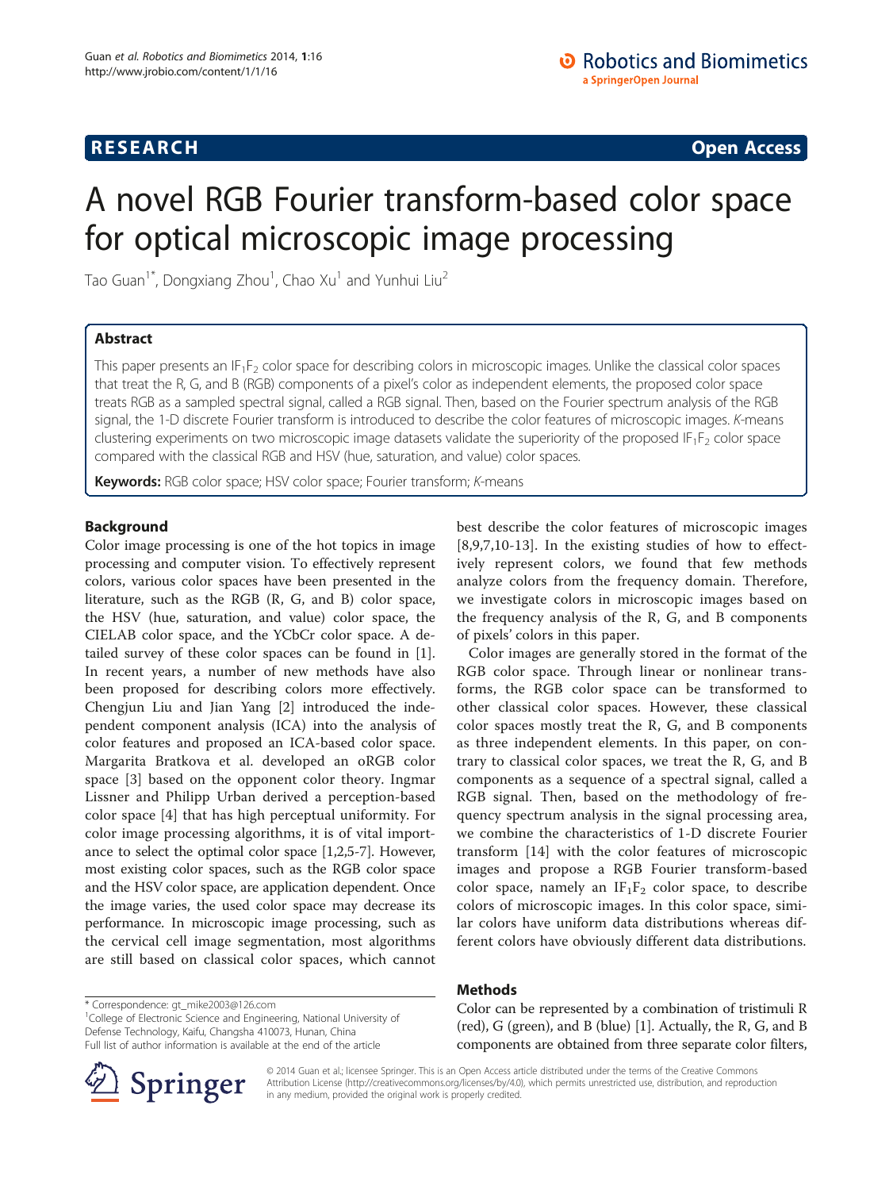# A novel RGB Fourier transform-based color space for optical microscopic image processing

Tao Guan[1*], Dongxiang Zhou[1], Chao Xu[1] and Yunhui Liu[2]

## Abstract

This paper presents an $IF_1F_2$ color space for describing colors in microscopic images. Unlike the classical color spaces that treat the R, G, and B (RGB) components of a pixel's color as independent elements, the proposed color space treats RGB as a sampled spectral signal, called a RGB signal. Then, based on the Fourier spectrum analysis of the RGB signal, the 1-D discrete Fourier transform is introduced to describe the color features of microscopic images. *K*-means clustering experiments on two microscopic image datasets validate the superiority of the proposed $IF_1F_2$ color space compared with the classical RGB and HSV (hue, saturation, and value) color spaces.

**Keywords:** RGB color space; HSV color space; Fourier transform; *K*-means

## Background

Color image processing is one of the hot topics in image processing and computer vision. To effectively represent colors, various color spaces have been presented in the literature, such as the RGB (R, G, and B) color space, the HSV (hue, saturation, and value) color space, the CIELAB color space, and the YCbCr color space. A detailed survey of these color spaces can be found in [1]. In recent years, a number of new methods have also been proposed for describing colors more effectively. Chengjun Liu and Jian Yang [2] introduced the independent component analysis (ICA) into the analysis of color features and proposed an ICA-based color space. Margarita Bratkova et al. developed an oRGB color space [3] based on the opponent color theory. Ingmar Lissner and Philipp Urban derived a perception-based color space [4] that has high perceptual uniformity. For color image processing algorithms, it is of vital importance to select the optimal color space [1,2,5-7]. However, most existing color spaces, such as the RGB color space and the HSV color space, are application dependent. Once the image varies, the used color space may decrease its performance. In microscopic image processing, such as the cervical cell image segmentation, most algorithms are still based on classical color spaces, which cannot best describe the color features of microscopic images [8,9,7,10-13]. In the existing studies of how to effectively represent colors, we found that few methods analyze colors from the frequency domain. Therefore, we investigate colors in microscopic images based on the frequency analysis of the R, G, and B components of pixels' colors in this paper.

Color images are generally stored in the format of the RGB color space. Through linear or nonlinear transforms, the RGB color space can be transformed to other classical color spaces. However, these classical color spaces mostly treat the R, G, and B components as three independent elements. In this paper, on contrary to classical color spaces, we treat the R, G, and B components as a sequence of a spectral signal, called a RGB signal. Then, based on the methodology of frequency spectrum analysis in the signal processing area, we combine the characteristics of 1-D discrete Fourier transform [14] with the color features of microscopic images and propose a RGB Fourier transform-based color space, namely an $IF_1F_2$ color space, to describe colors of microscopic images. In this color space, similar colors have uniform data distributions whereas different colors have obviously different data distributions.

## Methods

Color can be represented by a combination of tristimuli R (red), G (green), and B (blue) [1]. Actually, the R, G, and B components are obtained from three separate color filters,

\* Correspondence: gt_mike2003@126.com
[1]College of Electronic Science and Engineering, National University of Defense Technology, Kaifu, Changsha 410073, Hunan, China
Full list of author information is available at the end of the article

© 2014 Guan et al.; licensee Springer. This is an Open Access article distributed under the terms of the Creative Commons Attribution License (http://creativecommons.org/licenses/by/4.0), which permits unrestricted use, distribution, and reproduction in any medium, provided the original work is properly credited.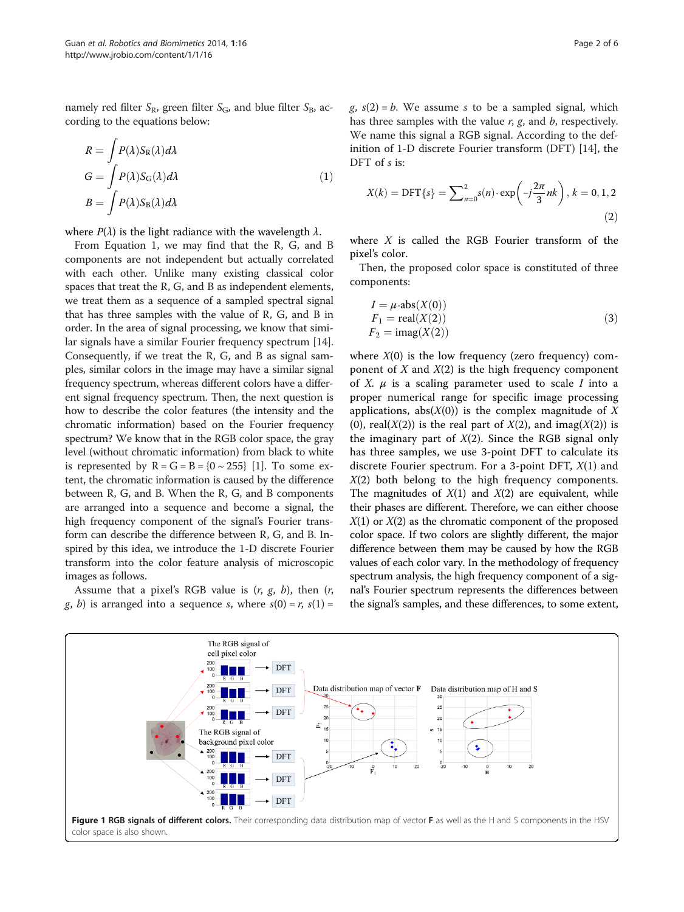namely red filter $S_R$, green filter $S_G$, and blue filter $S_B$, according to the equations below:

$$
\begin{aligned}
R &= \int P(\lambda) S_R(\lambda) d\lambda \\
G &= \int P(\lambda) S_G(\lambda) d\lambda \\
B &= \int P(\lambda) S_B(\lambda) d\lambda
\end{aligned}
\tag{1}
$$

where $P(\lambda)$ is the light radiance with the wavelength $\lambda$.

From Equation 1, we may find that the R, G, and B components are not independent but actually correlated with each other. Unlike many existing classical color spaces that treat the R, G, and B as independent elements, we treat them as a sequence of a sampled spectral signal that has three samples with the value of R, G, and B in order. In the area of signal processing, we know that similar signals have a similar Fourier frequency spectrum [14]. Consequently, if we treat the R, G, and B as signal samples, similar colors in the image may have a similar signal frequency spectrum, whereas different colors have a different signal frequency spectrum. Then, the next question is how to describe the color features (the intensity and the chromatic information) based on the Fourier frequency spectrum? We know that in the RGB color space, the gray level (without chromatic information) from black to white is represented by R = G = B = {0 ~ 255} [1]. To some extent, the chromatic information is caused by the difference between R, G, and B. When the R, G, and B components are arranged into a sequence and become a signal, the high frequency component of the signal's Fourier transform can describe the difference between R, G, and B. Inspired by this idea, we introduce the 1-D discrete Fourier transform into the color feature analysis of microscopic images as follows.

Assume that a pixel's RGB value is $(r, g, b)$, then $(r, g, b)$ is arranged into a sequence $s$, where $s(0) = r$, $s(1) = g$, $s(2) = b$. We assume $s$ to be a sampled signal, which has three samples with the value $r$, $g$, and $b$, respectively. We name this signal a RGB signal. According to the definition of 1-D discrete Fourier transform (DFT) [14], the DFT of $s$ is:

$$
X(k) = \mathrm{DFT}\{s\} = \sum_{n=0}^{2} s(n) \cdot \exp\left(-j\frac{2\pi}{3}nk\right), \; k = 0, 1, 2 \tag{2}
$$

where $X$ is called the RGB Fourier transform of the pixel's color.

Then, the proposed color space is constituted of three components:

$$
\begin{aligned}
I &= \mu \cdot \mathrm{abs}(X(0)) \\
F_1 &= \mathrm{real}(X(2)) \\
F_2 &= \mathrm{imag}(X(2))
\end{aligned}
\tag{3}
$$

where $X(0)$ is the low frequency (zero frequency) component of $X$ and $X(2)$ is the high frequency component of $X$. $\mu$ is a scaling parameter used to scale $I$ into a proper numerical range for specific image processing applications, $\mathrm{abs}(X(0))$ is the complex magnitude of $X(0)$, $\mathrm{real}(X(2))$ is the real part of $X(2)$, and $\mathrm{imag}(X(2))$ is the imaginary part of $X(2)$. Since the RGB signal only has three samples, we use 3-point DFT to calculate its discrete Fourier spectrum. For a 3-point DFT, $X(1)$ and $X(2)$ both belong to the high frequency components. The magnitudes of $X(1)$ and $X(2)$ are equivalent, while their phases are different. Therefore, we can either choose $X(1)$ or $X(2)$ as the chromatic component of the proposed color space. If two colors are slightly different, the major difference between them may be caused by how the RGB values of each color vary. In the methodology of frequency spectrum analysis, the high frequency component of a signal's Fourier spectrum represents the differences between the signal's samples, and these differences, to some extent,

**Figure 1 RGB signals of different colors.** Their corresponding data distribution map of vector **F** as well as the H and S components in the HSV color space is also shown.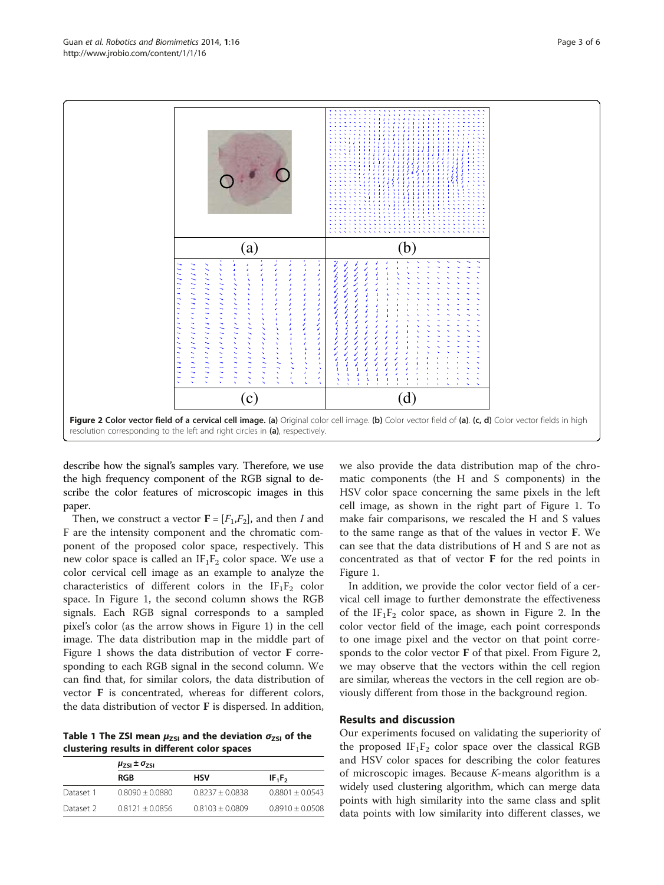**Figure 2 Color vector field of a cervical cell image.** (a) Original color cell image. (b) Color vector field of (a). (c, d) Color vector fields in high resolution corresponding to the left and right circles in (a), respectively.

describe how the signal's samples vary. Therefore, we use the high frequency component of the RGB signal to describe the color features of microscopic images in this paper.

Then, we construct a vector $\mathbf{F} = [F_1, F_2]$, and then $I$ and F are the intensity component and the chromatic component of the proposed color space, respectively. This new color space is called an $IF_1F_2$ color space. We use a color cervical cell image as an example to analyze the characteristics of different colors in the $IF_1F_2$ color space. In Figure 1, the second column shows the RGB signals. Each RGB signal corresponds to a sampled pixel's color (as the arrow shows in Figure 1) in the cell image. The data distribution map in the middle part of Figure 1 shows the data distribution of vector **F** corresponding to each RGB signal in the second column. We can find that, for similar colors, the data distribution of vector **F** is concentrated, whereas for different colors, the data distribution of vector **F** is dispersed. In addition, we also provide the data distribution map of the chromatic components (the H and S components) in the HSV color space concerning the same pixels in the left cell image, as shown in the right part of Figure 1. To make fair comparisons, we rescaled the H and S values to the same range as that of the values in vector **F**. We can see that the data distributions of H and S are not as concentrated as that of vector **F** for the red points in Figure 1.

In addition, we provide the color vector field of a cervical cell image to further demonstrate the effectiveness of the $IF_1F_2$ color space, as shown in Figure 2. In the color vector field of the image, each point corresponds to one image pixel and the vector on that point corresponds to the color vector **F** of that pixel. From Figure 2, we may observe that the vectors within the cell region are similar, whereas the vectors in the cell region are obviously different from those in the background region.

**Table 1 The ZSI mean $\mu_{ZSI}$ and the deviation $\sigma_{ZSI}$ of the clustering results in different color spaces**

| | $\mu_{ZSI} \pm \sigma_{ZSI}$ | | |
|---|---|---|---|
| | **RGB** | **HSV** | **$IF_1F_2$** |
| Dataset 1 | 0.8090 ± 0.0880 | 0.8237 ± 0.0838 | 0.8801 ± 0.0543 |
| Dataset 2 | 0.8121 ± 0.0856 | 0.8103 ± 0.0809 | 0.8910 ± 0.0508 |

## Results and discussion

Our experiments focused on validating the superiority of the proposed $IF_1F_2$ color space over the classical RGB and HSV color spaces for describing the color features of microscopic images. Because *K*-means algorithm is a widely used clustering algorithm, which can merge data points with high similarity into the same class and split data points with low similarity into different classes, we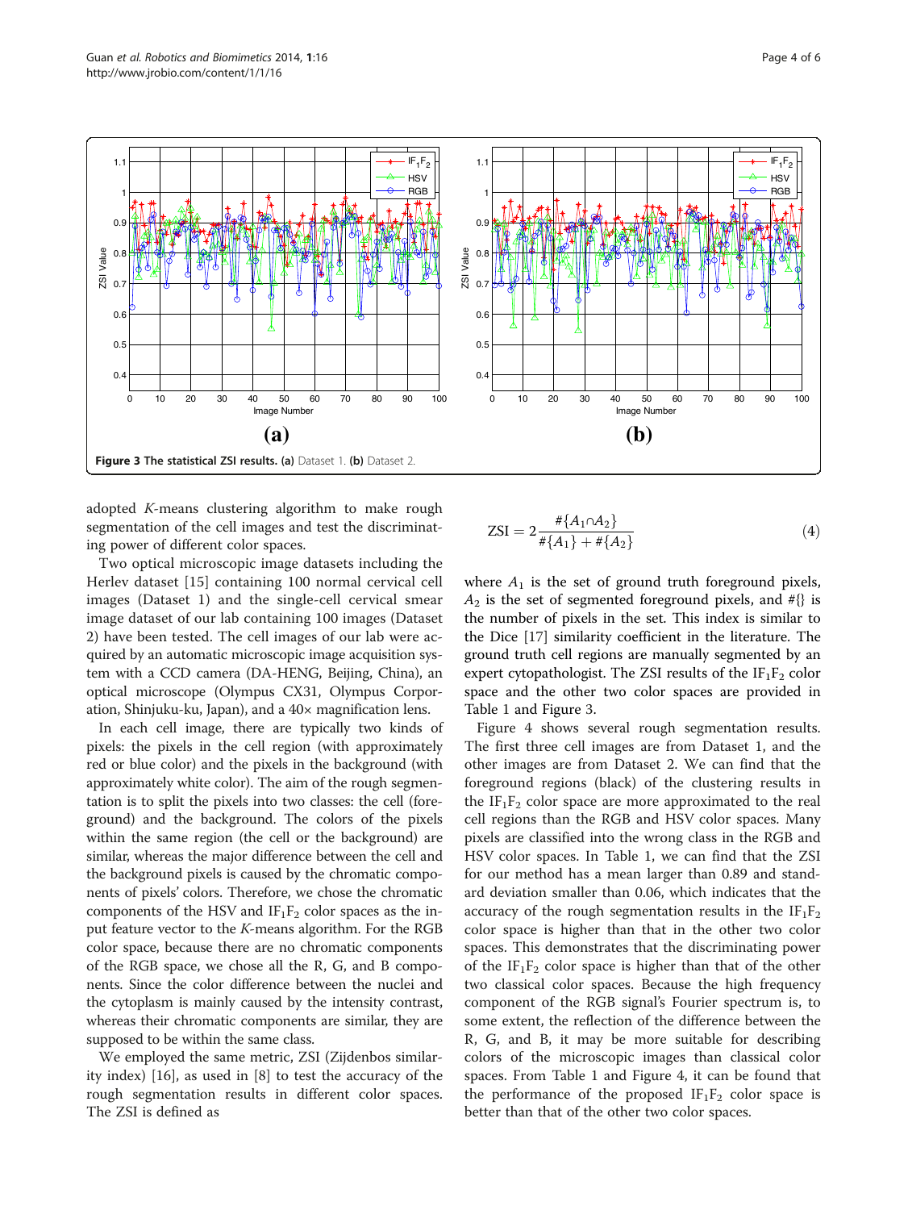Figure 3 The statistical ZSI results. (a) Dataset 1. (b) Dataset 2.

adopted *K*-means clustering algorithm to make rough segmentation of the cell images and test the discriminating power of different color spaces.

Two optical microscopic image datasets including the Herlev dataset [15] containing 100 normal cervical cell images (Dataset 1) and the single-cell cervical smear image dataset of our lab containing 100 images (Dataset 2) have been tested. The cell images of our lab were acquired by an automatic microscopic image acquisition system with a CCD camera (DA-HENG, Beijing, China), an optical microscope (Olympus CX31, Olympus Corporation, Shinjuku-ku, Japan), and a 40× magnification lens.

In each cell image, there are typically two kinds of pixels: the pixels in the cell region (with approximately red or blue color) and the pixels in the background (with approximately white color). The aim of the rough segmentation is to split the pixels into two classes: the cell (foreground) and the background. The colors of the pixels within the same region (the cell or the background) are similar, whereas the major difference between the cell and the background pixels is caused by the chromatic components of pixels' colors. Therefore, we chose the chromatic components of the HSV and $IF_1F_2$ color spaces as the input feature vector to the *K*-means algorithm. For the RGB color space, because there are no chromatic components of the RGB space, we chose all the R, G, and B components. Since the color difference between the nuclei and the cytoplasm is mainly caused by the intensity contrast, whereas their chromatic components are similar, they are supposed to be within the same class.

We employed the same metric, ZSI (Zijdenbos similarity index) [16], as used in [8] to test the accuracy of the rough segmentation results in different color spaces. The ZSI is defined as

$$\mathrm{ZSI} = 2\frac{\#\{A_1 \cap A_2\}}{\#\{A_1\} + \#\{A_2\}} \tag{4}$$

where $A_1$ is the set of ground truth foreground pixels, $A_2$ is the set of segmented foreground pixels, and #{} is the number of pixels in the set. This index is similar to the Dice [17] similarity coefficient in the literature. The ground truth cell regions are manually segmented by an expert cytopathologist. The ZSI results of the $IF_1F_2$ color space and the other two color spaces are provided in Table 1 and Figure 3.

Figure 4 shows several rough segmentation results. The first three cell images are from Dataset 1, and the other images are from Dataset 2. We can find that the foreground regions (black) of the clustering results in the $IF_1F_2$ color space are more approximated to the real cell regions than the RGB and HSV color spaces. Many pixels are classified into the wrong class in the RGB and HSV color spaces. In Table 1, we can find that the ZSI for our method has a mean larger than 0.89 and standard deviation smaller than 0.06, which indicates that the accuracy of the rough segmentation results in the $IF_1F_2$ color space is higher than that in the other two color spaces. This demonstrates that the discriminating power of the $IF_1F_2$ color space is higher than that of the other two classical color spaces. Because the high frequency component of the RGB signal's Fourier spectrum is, to some extent, the reflection of the difference between the R, G, and B, it may be more suitable for describing colors of the microscopic images than classical color spaces. From Table 1 and Figure 4, it can be found that the performance of the proposed $IF_1F_2$ color space is better than that of the other two color spaces.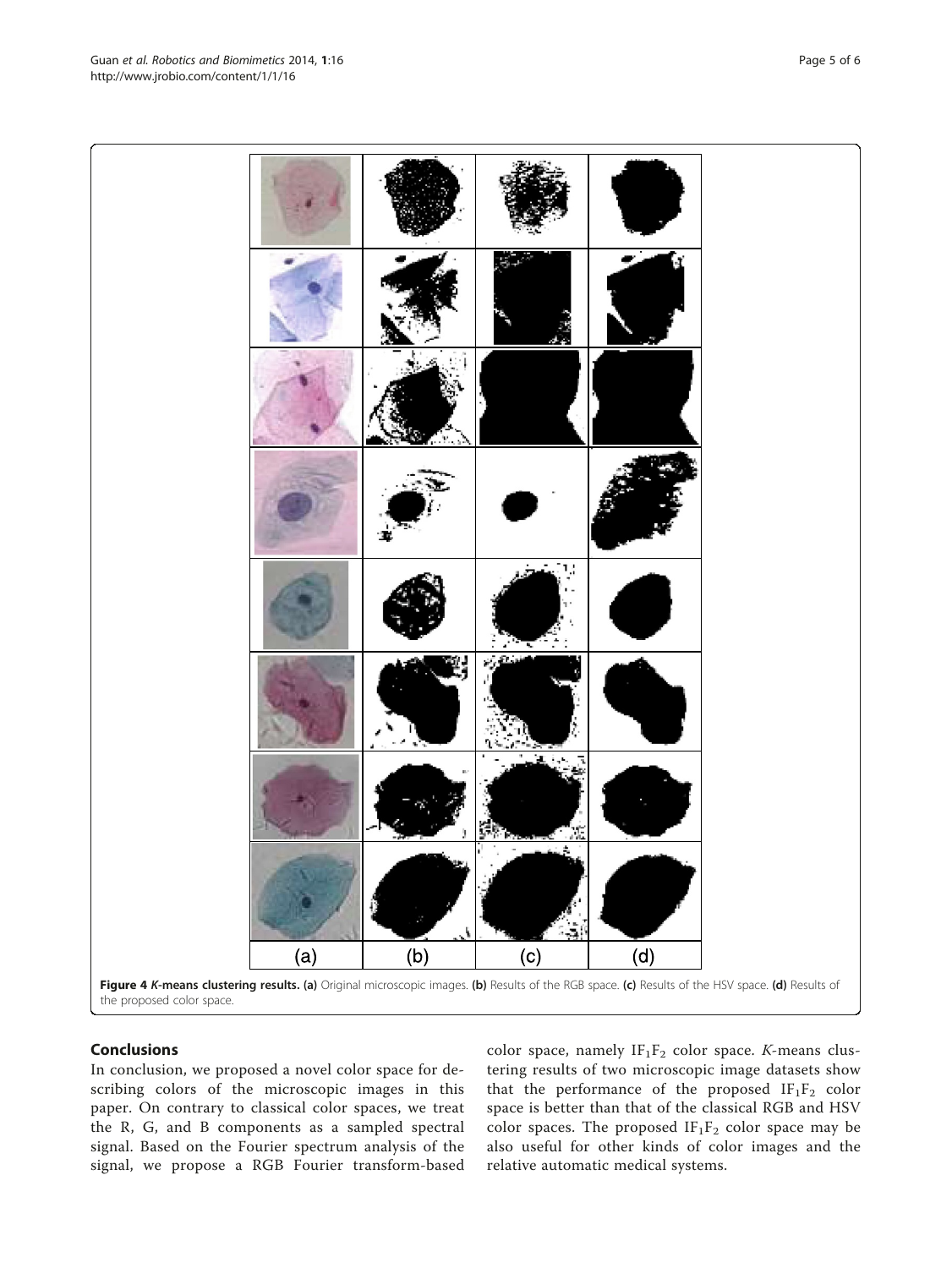(a) (b) (c) (d)

**Figure 4** ***K*-means clustering results. (a)** Original microscopic images. **(b)** Results of the RGB space. **(c)** Results of the HSV space. **(d)** Results of the proposed color space.

## Conclusions

In conclusion, we proposed a novel color space for describing colors of the microscopic images in this paper. On contrary to classical color spaces, we treat the R, G, and B components as a sampled spectral signal. Based on the Fourier spectrum analysis of the signal, we propose a RGB Fourier transform-based color space, namely $IF_1F_2$ color space. *K*-means clustering results of two microscopic image datasets show that the performance of the proposed $IF_1F_2$ color space is better than that of the classical RGB and HSV color spaces. The proposed $IF_1F_2$ color space may be also useful for other kinds of color images and the relative automatic medical systems.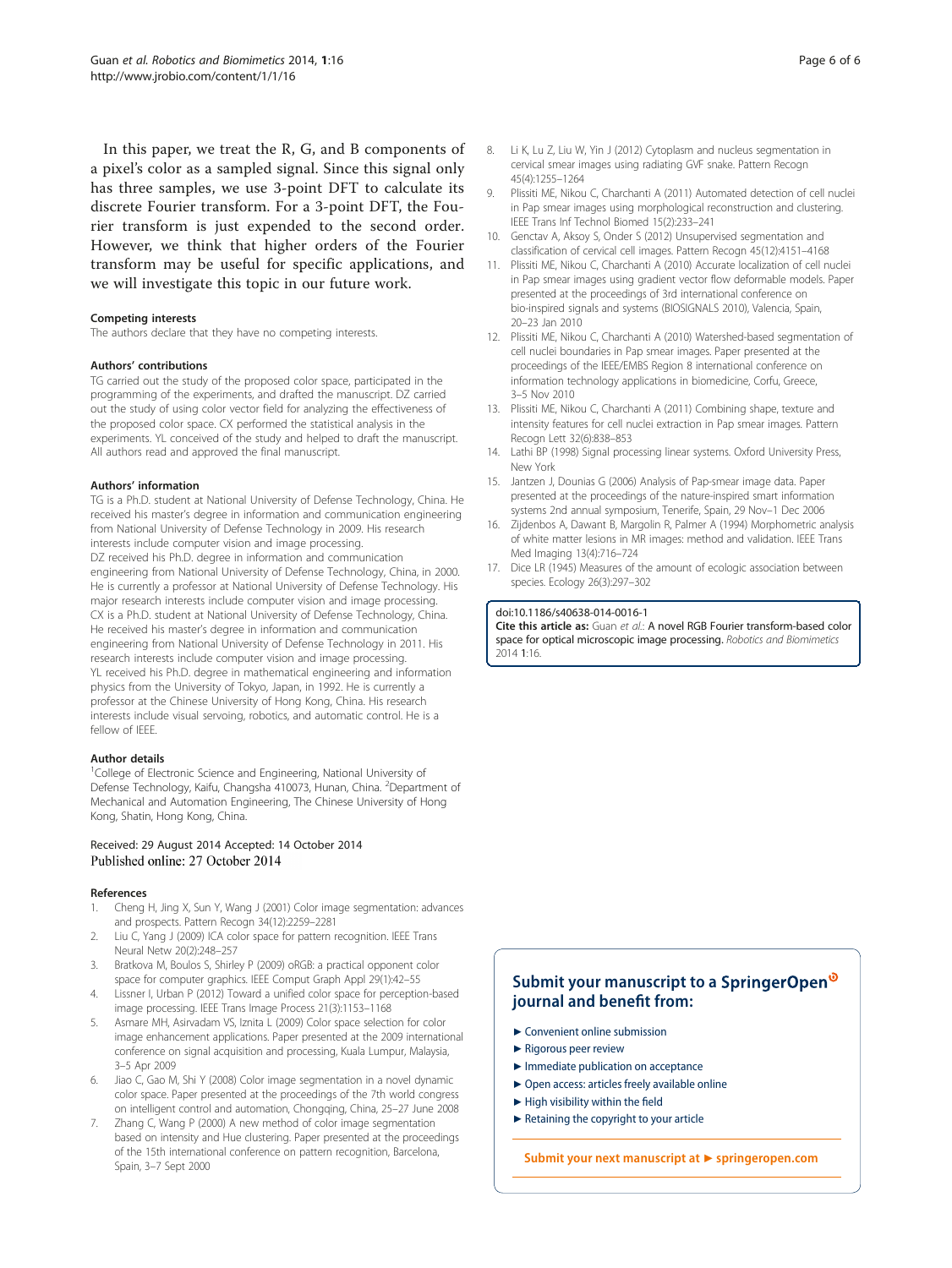In this paper, we treat the R, G, and B components of a pixel's color as a sampled signal. Since this signal only has three samples, we use 3-point DFT to calculate its discrete Fourier transform. For a 3-point DFT, the Fourier transform is just expended to the second order. However, we think that higher orders of the Fourier transform may be useful for specific applications, and we will investigate this topic in our future work.

#### Competing interests

The authors declare that they have no competing interests.

#### Authors' contributions

TG carried out the study of the proposed color space, participated in the programming of the experiments, and drafted the manuscript. DZ carried out the study of using color vector field for analyzing the effectiveness of the proposed color space. CX performed the statistical analysis in the experiments. YL conceived of the study and helped to draft the manuscript. All authors read and approved the final manuscript.

#### Authors' information

TG is a Ph.D. student at National University of Defense Technology, China. He received his master's degree in information and communication engineering from National University of Defense Technology in 2009. His research interests include computer vision and image processing.
DZ received his Ph.D. degree in information and communication engineering from National University of Defense Technology, China, in 2000. He is currently a professor at National University of Defense Technology. His major research interests include computer vision and image processing.
CX is a Ph.D. student at National University of Defense Technology, China. He received his master's degree in information and communication engineering from National University of Defense Technology in 2011. His research interests include computer vision and image processing.
YL received his Ph.D. degree in mathematical engineering and information physics from the University of Tokyo, Japan, in 1992. He is currently a professor at the Chinese University of Hong Kong, China. His research interests include visual servoing, robotics, and automatic control. He is a fellow of IEEE.

#### Author details

[1]College of Electronic Science and Engineering, National University of Defense Technology, Kaifu, Changsha 410073, Hunan, China. [2]Department of Mechanical and Automation Engineering, The Chinese University of Hong Kong, Shatin, Hong Kong, China.

Received: 29 August 2014 Accepted: 14 October 2014
Published online: 27 October 2014

#### References

1. Cheng H, Jing X, Sun Y, Wang J (2001) Color image segmentation: advances and prospects. Pattern Recogn 34(12):2259–2281
2. Liu C, Yang J (2009) ICA color space for pattern recognition. IEEE Trans Neural Netw 20(2):248–257
3. Bratkova M, Boulos S, Shirley P (2009) oRGB: a practical opponent color space for computer graphics. IEEE Comput Graph Appl 29(1):42–55
4. Lissner I, Urban P (2012) Toward a unified color space for perception-based image processing. IEEE Trans Image Process 21(3):1153–1168
5. Asmare MH, Asirvadam VS, Iznita L (2009) Color space selection for color image enhancement applications. Paper presented at the 2009 international conference on signal acquisition and processing, Kuala Lumpur, Malaysia, 3–5 Apr 2009
6. Jiao C, Gao M, Shi Y (2008) Color image segmentation in a novel dynamic color space. Paper presented at the proceedings of the 7th world congress on intelligent control and automation, Chongqing, China, 25–27 June 2008
7. Zhang C, Wang P (2000) A new method of color image segmentation based on intensity and Hue clustering. Paper presented at the proceedings of the 15th international conference on pattern recognition, Barcelona, Spain, 3–7 Sept 2000
8. Li K, Lu Z, Liu W, Yin J (2012) Cytoplasm and nucleus segmentation in cervical smear images using radiating GVF snake. Pattern Recogn 45(4):1255–1264
9. Plissiti ME, Nikou C, Charchanti A (2011) Automated detection of cell nuclei in Pap smear images using morphological reconstruction and clustering. IEEE Trans Inf Technol Biomed 15(2):233–241
10. Genctav A, Aksoy S, Onder S (2012) Unsupervised segmentation and classification of cervical cell images. Pattern Recogn 45(12):4151–4168
11. Plissiti ME, Nikou C, Charchanti A (2010) Accurate localization of cell nuclei in Pap smear images using gradient vector flow deformable models. Paper presented at the proceedings of 3rd international conference on bio-inspired signals and systems (BIOSIGNALS 2010), Valencia, Spain, 20–23 Jan 2010
12. Plissiti ME, Nikou C, Charchanti A (2010) Watershed-based segmentation of cell nuclei boundaries in Pap smear images. Paper presented at the proceedings of the IEEE/EMBS Region 8 international conference on information technology applications in biomedicine, Corfu, Greece, 3–5 Nov 2010
13. Plissiti ME, Nikou C, Charchanti A (2011) Combining shape, texture and intensity features for cell nuclei extraction in Pap smear images. Pattern Recogn Lett 32(6):838–853
14. Lathi BP (1998) Signal processing linear systems. Oxford University Press, New York
15. Jantzen J, Dounias G (2006) Analysis of Pap-smear image data. Paper presented at the proceedings of the nature-inspired smart information systems 2nd annual symposium, Tenerife, Spain, 29 Nov–1 Dec 2006
16. Zijdenbos A, Dawant B, Margolin R, Palmer A (1994) Morphometric analysis of white matter lesions in MR images: method and validation. IEEE Trans Med Imaging 13(4):716–724
17. Dice LR (1945) Measures of the amount of ecologic association between species. Ecology 26(3):297–302

doi:10.1186/s40638-014-0016-1
**Cite this article as:** Guan *et al.*: A novel RGB Fourier transform-based color space for optical microscopic image processing. *Robotics and Biomimetics* 2014 **1**:16.

**Submit your manuscript to a SpringerOpen journal and benefit from:**

- ► Convenient online submission
- ► Rigorous peer review
- ► Immediate publication on acceptance
- ► Open access: articles freely available online
- ► High visibility within the field
- ► Retaining the copyright to your article

**Submit your next manuscript at ► springeropen.com**